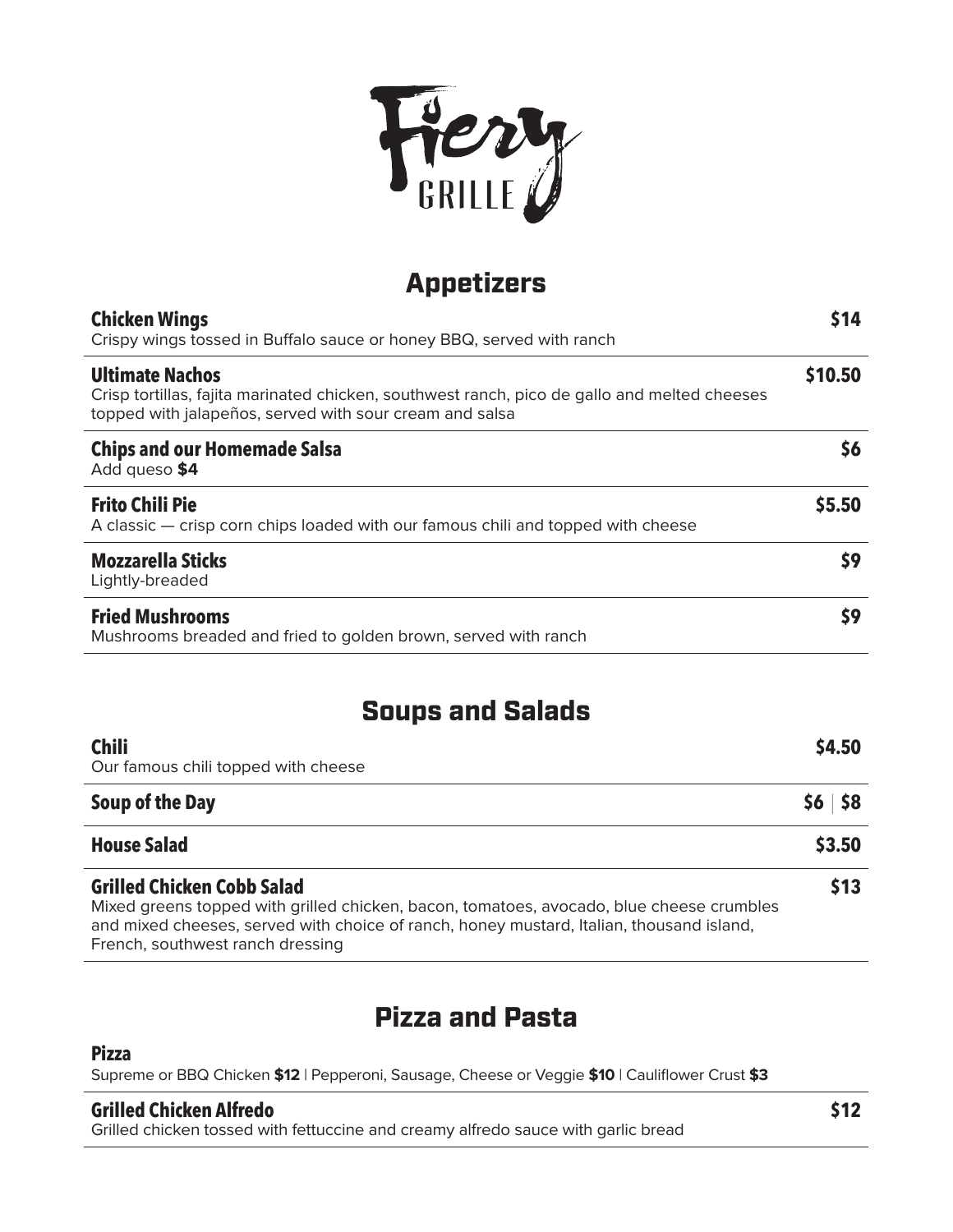# Fiery GRILLE

## Appetizers

**Chicken Wings** — **$14**
Crispy wings tossed in Buffalo sauce or honey BBQ, served with ranch

**Ultimate Nachos** — **$10.50**
Crisp tortillas, fajita marinated chicken, southwest ranch, pico de gallo and melted cheeses topped with jalapeños, served with sour cream and salsa

**Chips and our Homemade Salsa** — **$6**
Add queso **$4**

**Frito Chili Pie** — **$5.50**
A classic — crisp corn chips loaded with our famous chili and topped with cheese

**Mozzarella Sticks** — **$9**
Lightly-breaded

**Fried Mushrooms** — **$9**
Mushrooms breaded and fried to golden brown, served with ranch

## Soups and Salads

**Chili** — **$4.50**
Our famous chili topped with cheese

**Soup of the Day** — **$6 | $8**

**House Salad** — **$3.50**

**Grilled Chicken Cobb Salad** — **$13**
Mixed greens topped with grilled chicken, bacon, tomatoes, avocado, blue cheese crumbles and mixed cheeses, served with choice of ranch, honey mustard, Italian, thousand island, French, southwest ranch dressing

## Pizza and Pasta

**Pizza**
Supreme or BBQ Chicken **$12** | Pepperoni, Sausage, Cheese or Veggie **$10** | Cauliflower Crust **$3**

**Grilled Chicken Alfredo** — **$12**
Grilled chicken tossed with fettuccine and creamy alfredo sauce with garlic bread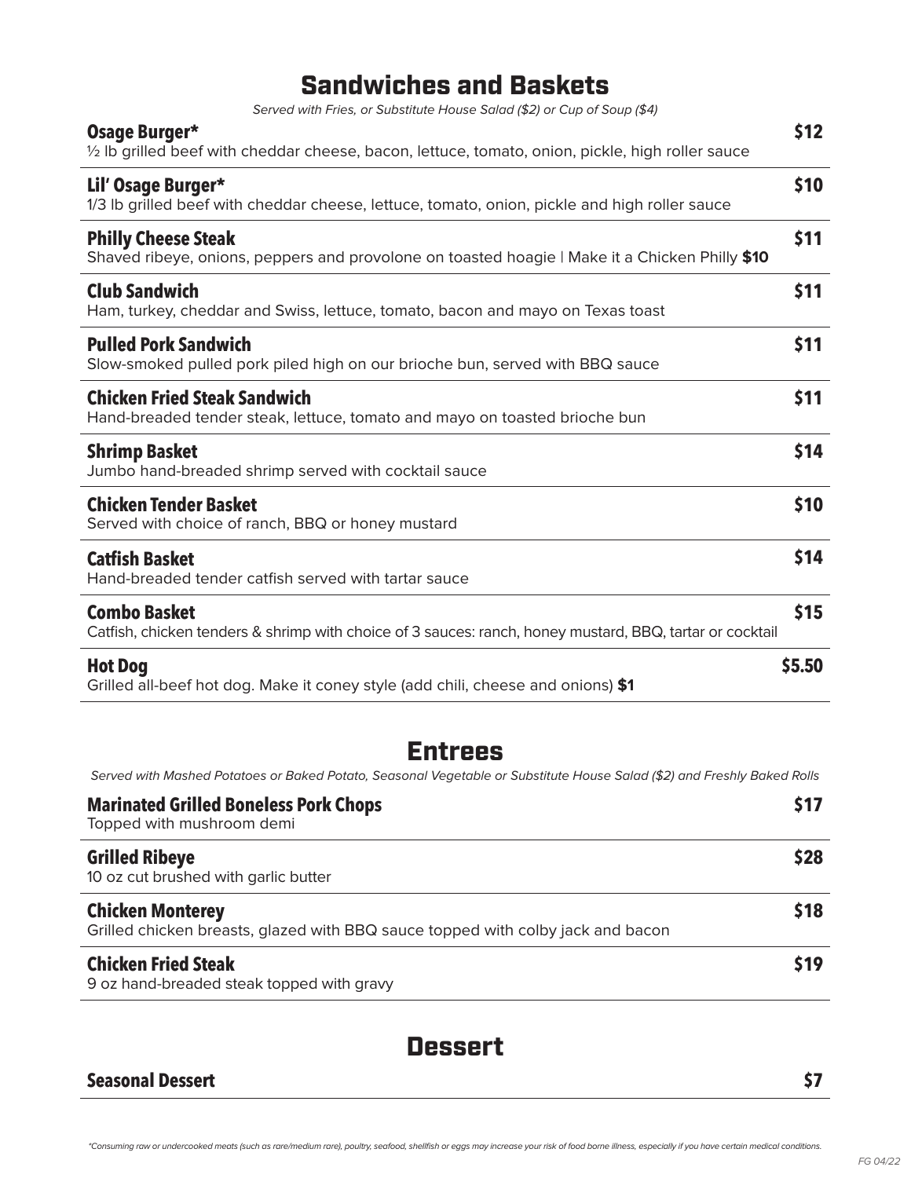## Sandwiches and Baskets

*Served with Fries, or Substitute House Salad ($2) or Cup of Soup ($4)*

**Osage Burger*** — **$12**
½ lb grilled beef with cheddar cheese, bacon, lettuce, tomato, onion, pickle, high roller sauce

**Lil' Osage Burger*** — **$10**
1/3 lb grilled beef with cheddar cheese, lettuce, tomato, onion, pickle and high roller sauce

**Philly Cheese Steak** — **$11**
Shaved ribeye, onions, peppers and provolone on toasted hoagie | Make it a Chicken Philly **$10**

**Club Sandwich** — **$11**
Ham, turkey, cheddar and Swiss, lettuce, tomato, bacon and mayo on Texas toast

**Pulled Pork Sandwich** — **$11**
Slow-smoked pulled pork piled high on our brioche bun, served with BBQ sauce

**Chicken Fried Steak Sandwich** — **$11**
Hand-breaded tender steak, lettuce, tomato and mayo on toasted brioche bun

**Shrimp Basket** — **$14**
Jumbo hand-breaded shrimp served with cocktail sauce

**Chicken Tender Basket** — **$10**
Served with choice of ranch, BBQ or honey mustard

**Catfish Basket** — **$14**
Hand-breaded tender catfish served with tartar sauce

**Combo Basket** — **$15**
Catfish, chicken tenders & shrimp with choice of 3 sauces: ranch, honey mustard, BBQ, tartar or cocktail

**Hot Dog** — **$5.50**
Grilled all-beef hot dog. Make it coney style (add chili, cheese and onions) **$1**

## Entrees

*Served with Mashed Potatoes or Baked Potato, Seasonal Vegetable or Substitute House Salad ($2) and Freshly Baked Rolls*

**Marinated Grilled Boneless Pork Chops** — **$17**
Topped with mushroom demi

**Grilled Ribeye** — **$28**
10 oz cut brushed with garlic butter

**Chicken Monterey** — **$18**
Grilled chicken breasts, glazed with BBQ sauce topped with colby jack and bacon

**Chicken Fried Steak** — **$19**
9 oz hand-breaded steak topped with gravy

## Dessert

**Seasonal Dessert** — **$7**

*\*Consuming raw or undercooked meats (such as rare/medium rare), poultry, seafood, shellfish or eggs may increase your risk of food borne illness, especially if you have certain medical conditions.*

FG 04/22